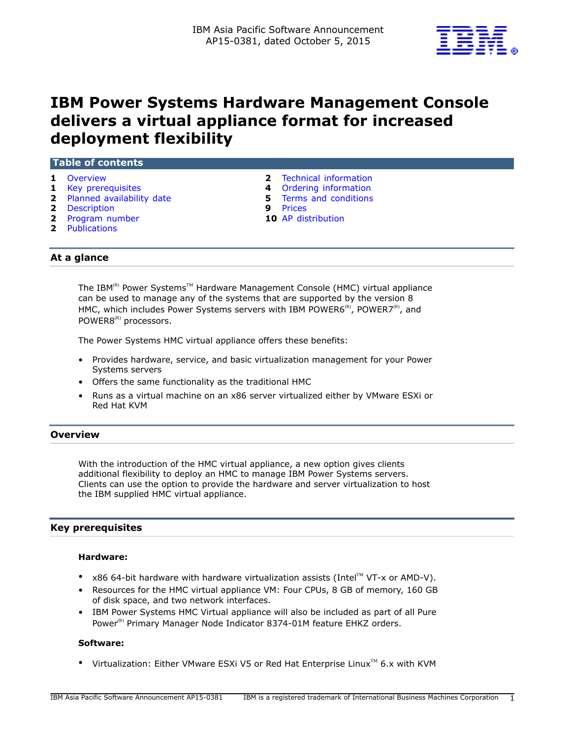IBM Asia Pacific Software Announcement
AP15-0381, dated October 5, 2015

# IBM Power Systems Hardware Management Console delivers a virtual appliance format for increased deployment flexibility

## Table of contents

| | | | |
|---|---|---|---|
| 1 | Overview | 2 | Technical information |
| 1 | Key prerequisites | 4 | Ordering information |
| 2 | Planned availability date | 5 | Terms and conditions |
| 2 | Description | 9 | Prices |
| 2 | Program number | 10 | AP distribution |
| 2 | Publications | | |

## At a glance

The IBM(R) Power Systems(TM) Hardware Management Console (HMC) virtual appliance can be used to manage any of the systems that are supported by the version 8 HMC, which includes Power Systems servers with IBM POWER6(R), POWER7(R), and POWER8(R) processors.

The Power Systems HMC virtual appliance offers these benefits:

- Provides hardware, service, and basic virtualization management for your Power Systems servers
- Offers the same functionality as the traditional HMC
- Runs as a virtual machine on an x86 server virtualized either by VMware ESXi or Red Hat KVM

## Overview

With the introduction of the HMC virtual appliance, a new option gives clients additional flexibility to deploy an HMC to manage IBM Power Systems servers. Clients can use the option to provide the hardware and server virtualization to host the IBM supplied HMC virtual appliance.

## Key prerequisites

### Hardware:

- x86 64-bit hardware with hardware virtualization assists (Intel(TM) VT-x or AMD-V).
- Resources for the HMC virtual appliance VM: Four CPUs, 8 GB of memory, 160 GB of disk space, and two network interfaces.
- IBM Power Systems HMC Virtual appliance will also be included as part of all Pure Power(R) Primary Manager Node Indicator 8374-01M feature EHKZ orders.

### Software:

- Virtualization: Either VMware ESXi V5 or Red Hat Enterprise Linux(TM) 6.x with KVM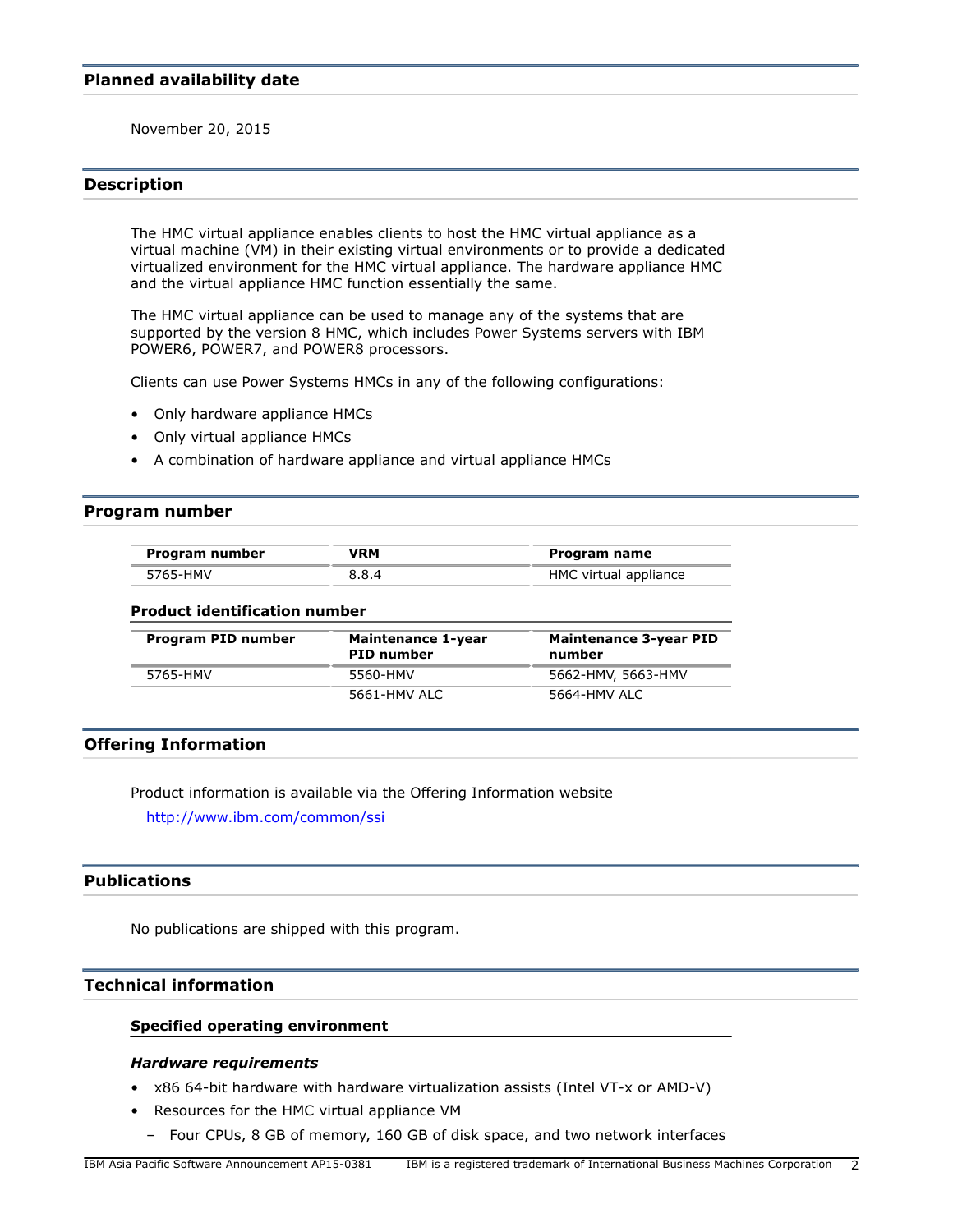## Planned availability date

November 20, 2015

## Description

The HMC virtual appliance enables clients to host the HMC virtual appliance as a virtual machine (VM) in their existing virtual environments or to provide a dedicated virtualized environment for the HMC virtual appliance. The hardware appliance HMC and the virtual appliance HMC function essentially the same.

The HMC virtual appliance can be used to manage any of the systems that are supported by the version 8 HMC, which includes Power Systems servers with IBM POWER6, POWER7, and POWER8 processors.

Clients can use Power Systems HMCs in any of the following configurations:

- Only hardware appliance HMCs
- Only virtual appliance HMCs
- A combination of hardware appliance and virtual appliance HMCs

## Program number

| Program number | VRM | Program name |
|---|---|---|
| 5765-HMV | 8.8.4 | HMC virtual appliance |

### Product identification number

| Program PID number | Maintenance 1-year PID number | Maintenance 3-year PID number |
|---|---|---|
| 5765-HMV | 5560-HMV | 5662-HMV, 5663-HMV |
| | 5661-HMV ALC | 5664-HMV ALC |

## Offering Information

Product information is available via the Offering Information website

http://www.ibm.com/common/ssi

## Publications

No publications are shipped with this program.

## Technical information

### Specified operating environment

#### *Hardware requirements*

- x86 64-bit hardware with hardware virtualization assists (Intel VT-x or AMD-V)
- Resources for the HMC virtual appliance VM
  - Four CPUs, 8 GB of memory, 160 GB of disk space, and two network interfaces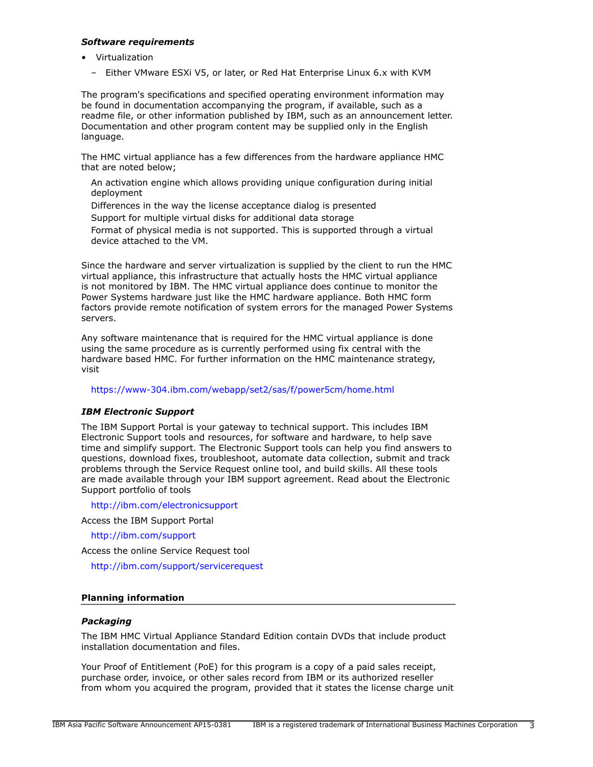### *Software requirements*

- Virtualization
  - Either VMware ESXi V5, or later, or Red Hat Enterprise Linux 6.x with KVM

The program's specifications and specified operating environment information may be found in documentation accompanying the program, if available, such as a readme file, or other information published by IBM, such as an announcement letter. Documentation and other program content may be supplied only in the English language.

The HMC virtual appliance has a few differences from the hardware appliance HMC that are noted below;

An activation engine which allows providing unique configuration during initial deployment

Differences in the way the license acceptance dialog is presented

Support for multiple virtual disks for additional data storage

Format of physical media is not supported. This is supported through a virtual device attached to the VM.

Since the hardware and server virtualization is supplied by the client to run the HMC virtual appliance, this infrastructure that actually hosts the HMC virtual appliance is not monitored by IBM. The HMC virtual appliance does continue to monitor the Power Systems hardware just like the HMC hardware appliance. Both HMC form factors provide remote notification of system errors for the managed Power Systems servers.

Any software maintenance that is required for the HMC virtual appliance is done using the same procedure as is currently performed using fix central with the hardware based HMC. For further information on the HMC maintenance strategy, visit

https://www-304.ibm.com/webapp/set2/sas/f/power5cm/home.html

### *IBM Electronic Support*

The IBM Support Portal is your gateway to technical support. This includes IBM Electronic Support tools and resources, for software and hardware, to help save time and simplify support. The Electronic Support tools can help you find answers to questions, download fixes, troubleshoot, automate data collection, submit and track problems through the Service Request online tool, and build skills. All these tools are made available through your IBM support agreement. Read about the Electronic Support portfolio of tools

http://ibm.com/electronicsupport

Access the IBM Support Portal

http://ibm.com/support

Access the online Service Request tool

http://ibm.com/support/servicerequest

## Planning information

### *Packaging*

The IBM HMC Virtual Appliance Standard Edition contain DVDs that include product installation documentation and files.

Your Proof of Entitlement (PoE) for this program is a copy of a paid sales receipt, purchase order, invoice, or other sales record from IBM or its authorized reseller from whom you acquired the program, provided that it states the license charge unit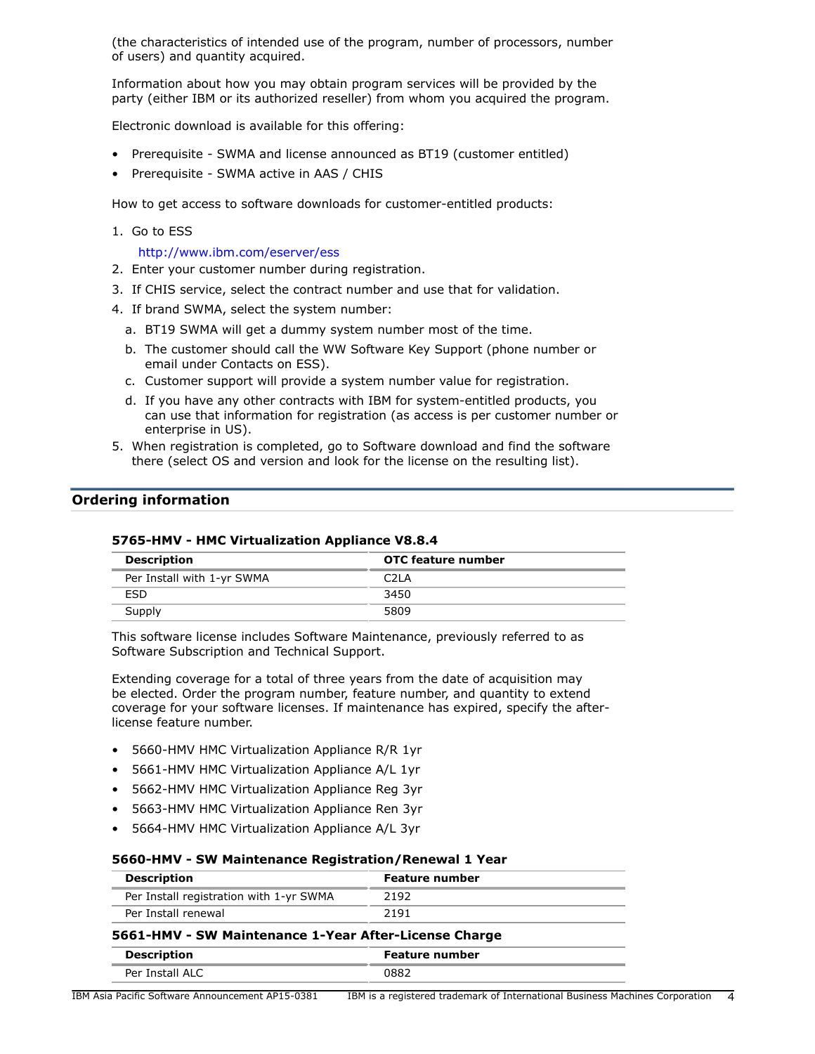(the characteristics of intended use of the program, number of processors, number of users) and quantity acquired.

Information about how you may obtain program services will be provided by the party (either IBM or its authorized reseller) from whom you acquired the program.

Electronic download is available for this offering:

- Prerequisite - SWMA and license announced as BT19 (customer entitled)
- Prerequisite - SWMA active in AAS / CHIS

How to get access to software downloads for customer-entitled products:

1. Go to ESS

   http://www.ibm.com/eserver/ess
2. Enter your customer number during registration.
3. If CHIS service, select the contract number and use that for validation.
4. If brand SWMA, select the system number:
   a. BT19 SWMA will get a dummy system number most of the time.
   b. The customer should call the WW Software Key Support (phone number or email under Contacts on ESS).
   c. Customer support will provide a system number value for registration.
   d. If you have any other contracts with IBM for system-entitled products, you can use that information for registration (as access is per customer number or enterprise in US).
5. When registration is completed, go to Software download and find the software there (select OS and version and look for the license on the resulting list).

## Ordering information

### 5765-HMV - HMC Virtualization Appliance V8.8.4

| Description | OTC feature number |
|---|---|
| Per Install with 1-yr SWMA | C2LA |
| ESD | 3450 |
| Supply | 5809 |

This software license includes Software Maintenance, previously referred to as Software Subscription and Technical Support.

Extending coverage for a total of three years from the date of acquisition may be elected. Order the program number, feature number, and quantity to extend coverage for your software licenses. If maintenance has expired, specify the after-license feature number.

- 5660-HMV HMC Virtualization Appliance R/R 1yr
- 5661-HMV HMC Virtualization Appliance A/L 1yr
- 5662-HMV HMC Virtualization Appliance Reg 3yr
- 5663-HMV HMC Virtualization Appliance Ren 3yr
- 5664-HMV HMC Virtualization Appliance A/L 3yr

### 5660-HMV - SW Maintenance Registration/Renewal 1 Year

| Description | Feature number |
|---|---|
| Per Install registration with 1-yr SWMA | 2192 |
| Per Install renewal | 2191 |

### 5661-HMV - SW Maintenance 1-Year After-License Charge

| Description | Feature number |
|---|---|
| Per Install ALC | 0882 |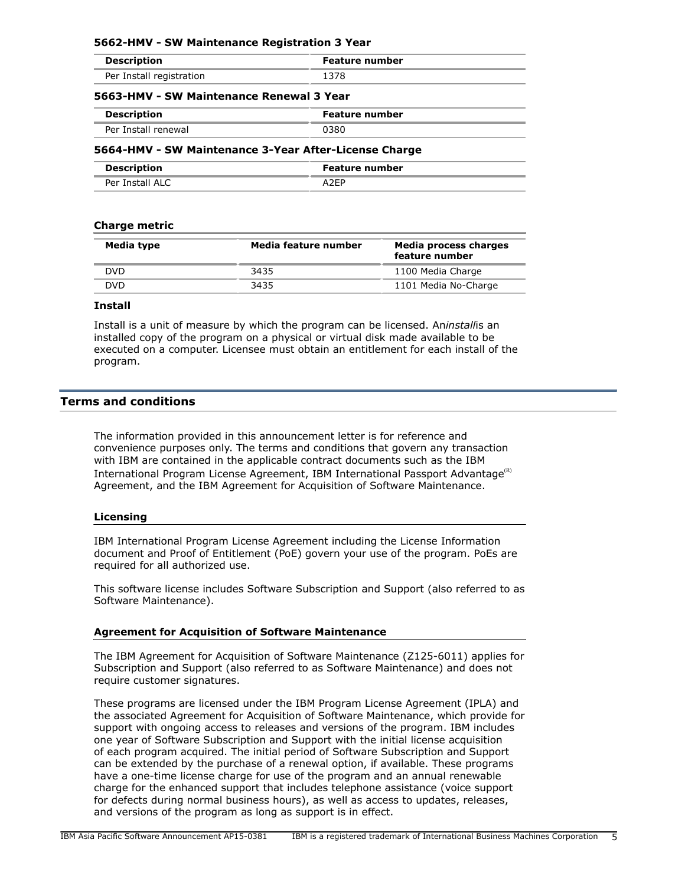### 5662-HMV - SW Maintenance Registration 3 Year

| Description | Feature number |
| --- | --- |
| Per Install registration | 1378 |

### 5663-HMV - SW Maintenance Renewal 3 Year

| Description | Feature number |
| --- | --- |
| Per Install renewal | 0380 |

### 5664-HMV - SW Maintenance 3-Year After-License Charge

| Description | Feature number |
| --- | --- |
| Per Install ALC | A2EP |

### Charge metric

| Media type | Media feature number | Media process charges feature number |
| --- | --- | --- |
| DVD | 3435 | 1100 Media Charge |
| DVD | 3435 | 1101 Media No-Charge |

### Install

Install is a unit of measure by which the program can be licensed. An*install*is an installed copy of the program on a physical or virtual disk made available to be executed on a computer. Licensee must obtain an entitlement for each install of the program.

## Terms and conditions

The information provided in this announcement letter is for reference and convenience purposes only. The terms and conditions that govern any transaction with IBM are contained in the applicable contract documents such as the IBM International Program License Agreement, IBM International Passport Advantage(R) Agreement, and the IBM Agreement for Acquisition of Software Maintenance.

### Licensing

IBM International Program License Agreement including the License Information document and Proof of Entitlement (PoE) govern your use of the program. PoEs are required for all authorized use.

This software license includes Software Subscription and Support (also referred to as Software Maintenance).

### Agreement for Acquisition of Software Maintenance

The IBM Agreement for Acquisition of Software Maintenance (Z125-6011) applies for Subscription and Support (also referred to as Software Maintenance) and does not require customer signatures.

These programs are licensed under the IBM Program License Agreement (IPLA) and the associated Agreement for Acquisition of Software Maintenance, which provide for support with ongoing access to releases and versions of the program. IBM includes one year of Software Subscription and Support with the initial license acquisition of each program acquired. The initial period of Software Subscription and Support can be extended by the purchase of a renewal option, if available. These programs have a one-time license charge for use of the program and an annual renewable charge for the enhanced support that includes telephone assistance (voice support for defects during normal business hours), as well as access to updates, releases, and versions of the program as long as support is in effect.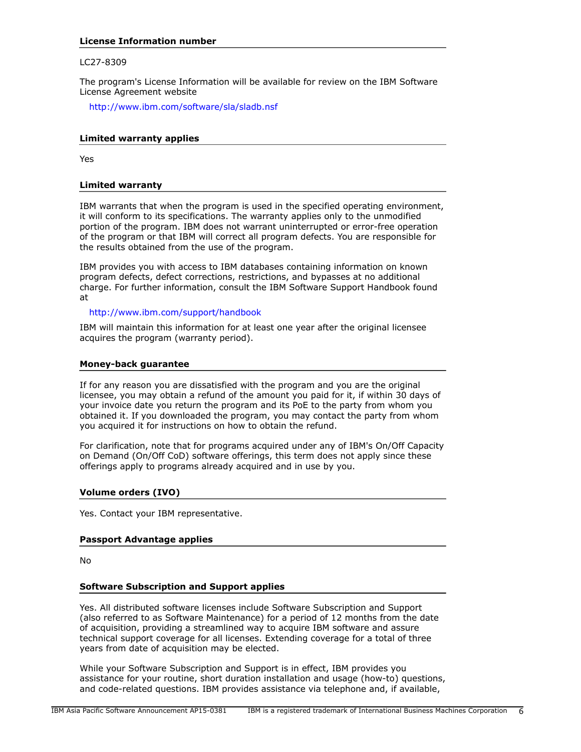### License Information number

LC27-8309

The program's License Information will be available for review on the IBM Software License Agreement website

http://www.ibm.com/software/sla/sladb.nsf

### Limited warranty applies

Yes

### Limited warranty

IBM warrants that when the program is used in the specified operating environment, it will conform to its specifications. The warranty applies only to the unmodified portion of the program. IBM does not warrant uninterrupted or error-free operation of the program or that IBM will correct all program defects. You are responsible for the results obtained from the use of the program.

IBM provides you with access to IBM databases containing information on known program defects, defect corrections, restrictions, and bypasses at no additional charge. For further information, consult the IBM Software Support Handbook found at

http://www.ibm.com/support/handbook

IBM will maintain this information for at least one year after the original licensee acquires the program (warranty period).

### Money-back guarantee

If for any reason you are dissatisfied with the program and you are the original licensee, you may obtain a refund of the amount you paid for it, if within 30 days of your invoice date you return the program and its PoE to the party from whom you obtained it. If you downloaded the program, you may contact the party from whom you acquired it for instructions on how to obtain the refund.

For clarification, note that for programs acquired under any of IBM's On/Off Capacity on Demand (On/Off CoD) software offerings, this term does not apply since these offerings apply to programs already acquired and in use by you.

### Volume orders (IVO)

Yes. Contact your IBM representative.

### Passport Advantage applies

No

### Software Subscription and Support applies

Yes. All distributed software licenses include Software Subscription and Support (also referred to as Software Maintenance) for a period of 12 months from the date of acquisition, providing a streamlined way to acquire IBM software and assure technical support coverage for all licenses. Extending coverage for a total of three years from date of acquisition may be elected.

While your Software Subscription and Support is in effect, IBM provides you assistance for your routine, short duration installation and usage (how-to) questions, and code-related questions. IBM provides assistance via telephone and, if available,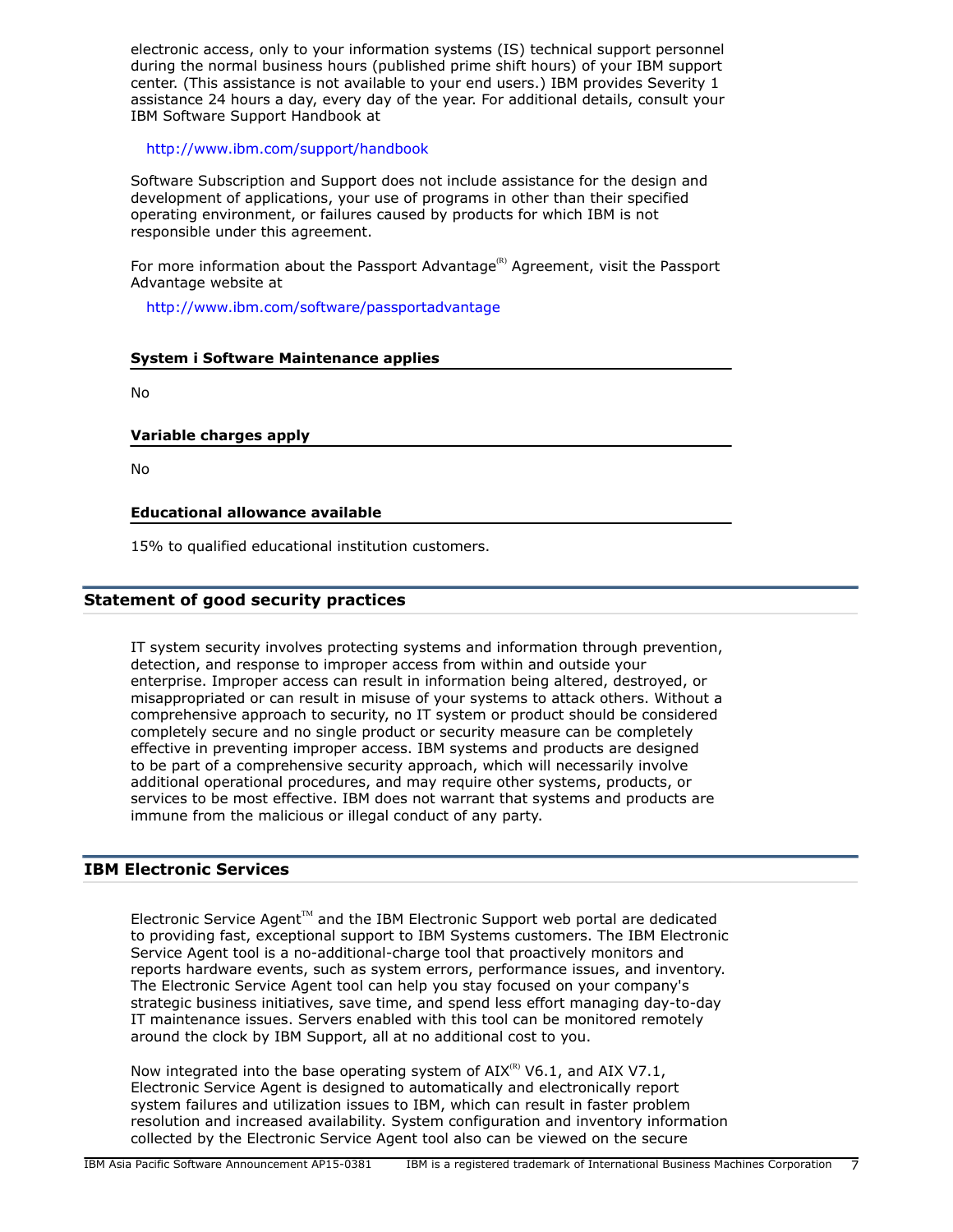electronic access, only to your information systems (IS) technical support personnel during the normal business hours (published prime shift hours) of your IBM support center. (This assistance is not available to your end users.) IBM provides Severity 1 assistance 24 hours a day, every day of the year. For additional details, consult your IBM Software Support Handbook at

http://www.ibm.com/support/handbook

Software Subscription and Support does not include assistance for the design and development of applications, your use of programs in other than their specified operating environment, or failures caused by products for which IBM is not responsible under this agreement.

For more information about the Passport Advantage(R) Agreement, visit the Passport Advantage website at

http://www.ibm.com/software/passportadvantage

### System i Software Maintenance applies

No

### Variable charges apply

No

### Educational allowance available

15% to qualified educational institution customers.

## Statement of good security practices

IT system security involves protecting systems and information through prevention, detection, and response to improper access from within and outside your enterprise. Improper access can result in information being altered, destroyed, or misappropriated or can result in misuse of your systems to attack others. Without a comprehensive approach to security, no IT system or product should be considered completely secure and no single product or security measure can be completely effective in preventing improper access. IBM systems and products are designed to be part of a comprehensive security approach, which will necessarily involve additional operational procedures, and may require other systems, products, or services to be most effective. IBM does not warrant that systems and products are immune from the malicious or illegal conduct of any party.

## IBM Electronic Services

Electronic Service Agent™ and the IBM Electronic Support web portal are dedicated to providing fast, exceptional support to IBM Systems customers. The IBM Electronic Service Agent tool is a no-additional-charge tool that proactively monitors and reports hardware events, such as system errors, performance issues, and inventory. The Electronic Service Agent tool can help you stay focused on your company's strategic business initiatives, save time, and spend less effort managing day-to-day IT maintenance issues. Servers enabled with this tool can be monitored remotely around the clock by IBM Support, all at no additional cost to you.

Now integrated into the base operating system of AIX(R) V6.1, and AIX V7.1, Electronic Service Agent is designed to automatically and electronically report system failures and utilization issues to IBM, which can result in faster problem resolution and increased availability. System configuration and inventory information collected by the Electronic Service Agent tool also can be viewed on the secure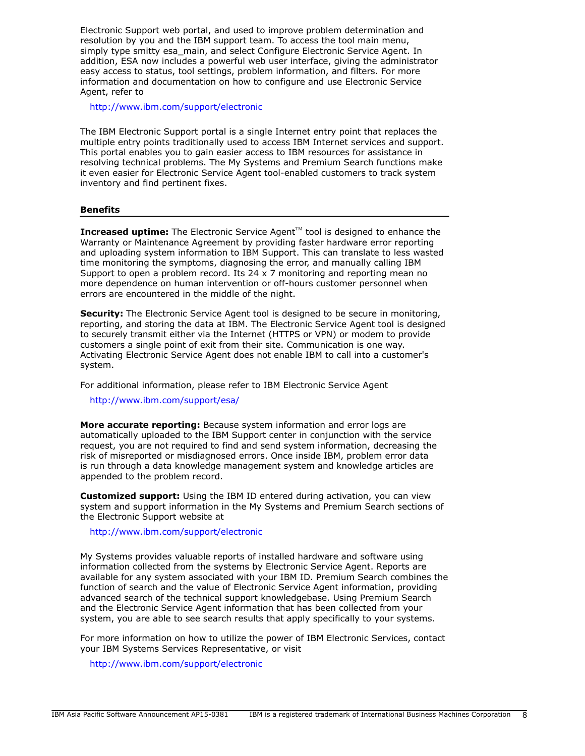Electronic Support web portal, and used to improve problem determination and resolution by you and the IBM support team. To access the tool main menu, simply type smitty esa_main, and select Configure Electronic Service Agent. In addition, ESA now includes a powerful web user interface, giving the administrator easy access to status, tool settings, problem information, and filters. For more information and documentation on how to configure and use Electronic Service Agent, refer to

http://www.ibm.com/support/electronic

The IBM Electronic Support portal is a single Internet entry point that replaces the multiple entry points traditionally used to access IBM Internet services and support. This portal enables you to gain easier access to IBM resources for assistance in resolving technical problems. The My Systems and Premium Search functions make it even easier for Electronic Service Agent tool-enabled customers to track system inventory and find pertinent fixes.

## Benefits

**Increased uptime:** The Electronic Service Agent™ tool is designed to enhance the Warranty or Maintenance Agreement by providing faster hardware error reporting and uploading system information to IBM Support. This can translate to less wasted time monitoring the symptoms, diagnosing the error, and manually calling IBM Support to open a problem record. Its 24 x 7 monitoring and reporting mean no more dependence on human intervention or off-hours customer personnel when errors are encountered in the middle of the night.

**Security:** The Electronic Service Agent tool is designed to be secure in monitoring, reporting, and storing the data at IBM. The Electronic Service Agent tool is designed to securely transmit either via the Internet (HTTPS or VPN) or modem to provide customers a single point of exit from their site. Communication is one way. Activating Electronic Service Agent does not enable IBM to call into a customer's system.

For additional information, please refer to IBM Electronic Service Agent

http://www.ibm.com/support/esa/

**More accurate reporting:** Because system information and error logs are automatically uploaded to the IBM Support center in conjunction with the service request, you are not required to find and send system information, decreasing the risk of misreported or misdiagnosed errors. Once inside IBM, problem error data is run through a data knowledge management system and knowledge articles are appended to the problem record.

**Customized support:** Using the IBM ID entered during activation, you can view system and support information in the My Systems and Premium Search sections of the Electronic Support website at

http://www.ibm.com/support/electronic

My Systems provides valuable reports of installed hardware and software using information collected from the systems by Electronic Service Agent. Reports are available for any system associated with your IBM ID. Premium Search combines the function of search and the value of Electronic Service Agent information, providing advanced search of the technical support knowledgebase. Using Premium Search and the Electronic Service Agent information that has been collected from your system, you are able to see search results that apply specifically to your systems.

For more information on how to utilize the power of IBM Electronic Services, contact your IBM Systems Services Representative, or visit

http://www.ibm.com/support/electronic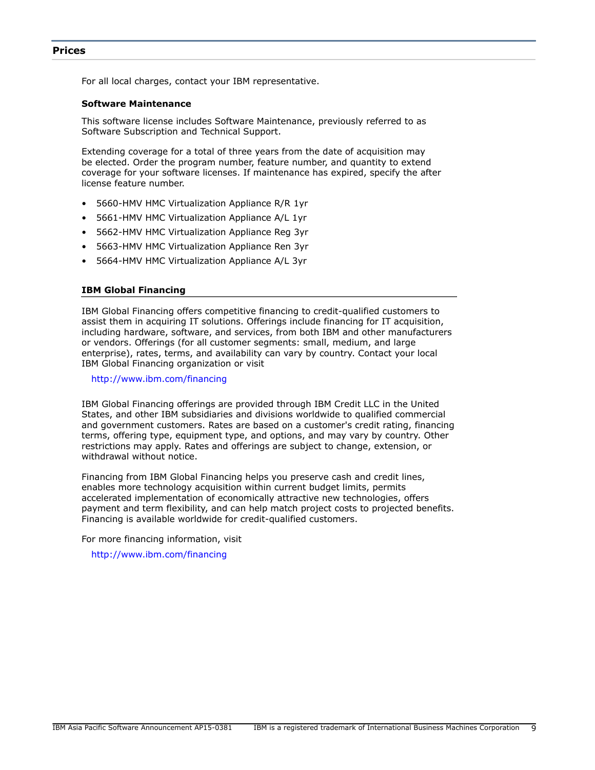## Prices

For all local charges, contact your IBM representative.

### Software Maintenance

This software license includes Software Maintenance, previously referred to as Software Subscription and Technical Support.

Extending coverage for a total of three years from the date of acquisition may be elected. Order the program number, feature number, and quantity to extend coverage for your software licenses. If maintenance has expired, specify the after license feature number.

- 5660-HMV HMC Virtualization Appliance R/R 1yr
- 5661-HMV HMC Virtualization Appliance A/L 1yr
- 5662-HMV HMC Virtualization Appliance Reg 3yr
- 5663-HMV HMC Virtualization Appliance Ren 3yr
- 5664-HMV HMC Virtualization Appliance A/L 3yr

### IBM Global Financing

IBM Global Financing offers competitive financing to credit-qualified customers to assist them in acquiring IT solutions. Offerings include financing for IT acquisition, including hardware, software, and services, from both IBM and other manufacturers or vendors. Offerings (for all customer segments: small, medium, and large enterprise), rates, terms, and availability can vary by country. Contact your local IBM Global Financing organization or visit

http://www.ibm.com/financing

IBM Global Financing offerings are provided through IBM Credit LLC in the United States, and other IBM subsidiaries and divisions worldwide to qualified commercial and government customers. Rates are based on a customer's credit rating, financing terms, offering type, equipment type, and options, and may vary by country. Other restrictions may apply. Rates and offerings are subject to change, extension, or withdrawal without notice.

Financing from IBM Global Financing helps you preserve cash and credit lines, enables more technology acquisition within current budget limits, permits accelerated implementation of economically attractive new technologies, offers payment and term flexibility, and can help match project costs to projected benefits. Financing is available worldwide for credit-qualified customers.

For more financing information, visit

http://www.ibm.com/financing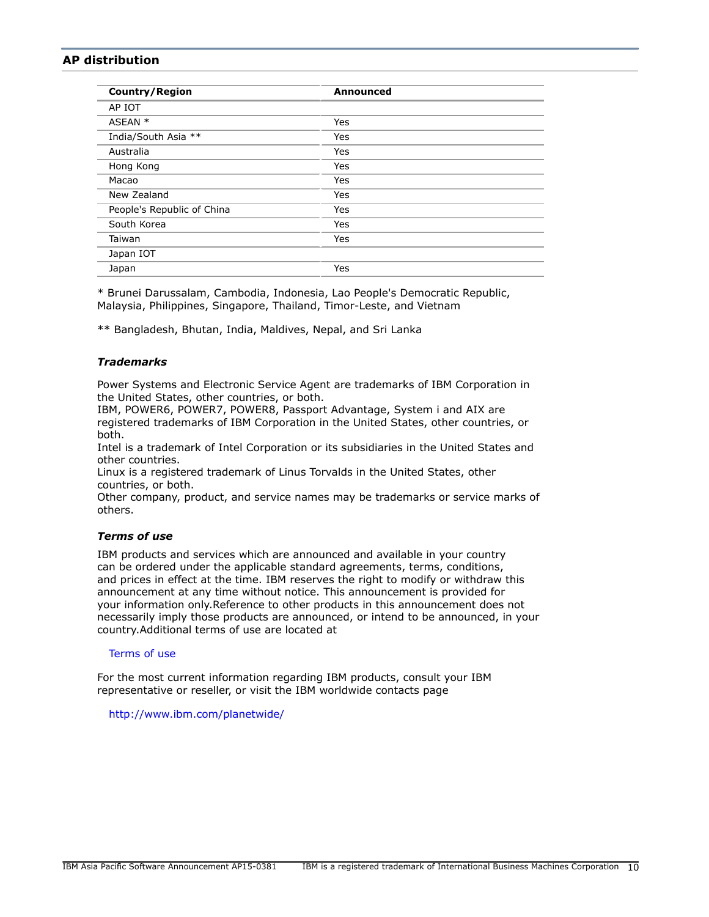## AP distribution

| Country/Region | Announced |
| --- | --- |
| AP IOT | |
| ASEAN * | Yes |
| India/South Asia ** | Yes |
| Australia | Yes |
| Hong Kong | Yes |
| Macao | Yes |
| New Zealand | Yes |
| People's Republic of China | Yes |
| South Korea | Yes |
| Taiwan | Yes |
| Japan IOT | |
| Japan | Yes |

* Brunei Darussalam, Cambodia, Indonesia, Lao People's Democratic Republic, Malaysia, Philippines, Singapore, Thailand, Timor-Leste, and Vietnam

** Bangladesh, Bhutan, India, Maldives, Nepal, and Sri Lanka

### *Trademarks*

Power Systems and Electronic Service Agent are trademarks of IBM Corporation in the United States, other countries, or both.
IBM, POWER6, POWER7, POWER8, Passport Advantage, System i and AIX are registered trademarks of IBM Corporation in the United States, other countries, or both.
Intel is a trademark of Intel Corporation or its subsidiaries in the United States and other countries.
Linux is a registered trademark of Linus Torvalds in the United States, other countries, or both.
Other company, product, and service names may be trademarks or service marks of others.

### *Terms of use*

IBM products and services which are announced and available in your country can be ordered under the applicable standard agreements, terms, conditions, and prices in effect at the time. IBM reserves the right to modify or withdraw this announcement at any time without notice. This announcement is provided for your information only.Reference to other products in this announcement does not necessarily imply those products are announced, or intend to be announced, in your country.Additional terms of use are located at

Terms of use

For the most current information regarding IBM products, consult your IBM representative or reseller, or visit the IBM worldwide contacts page

http://www.ibm.com/planetwide/